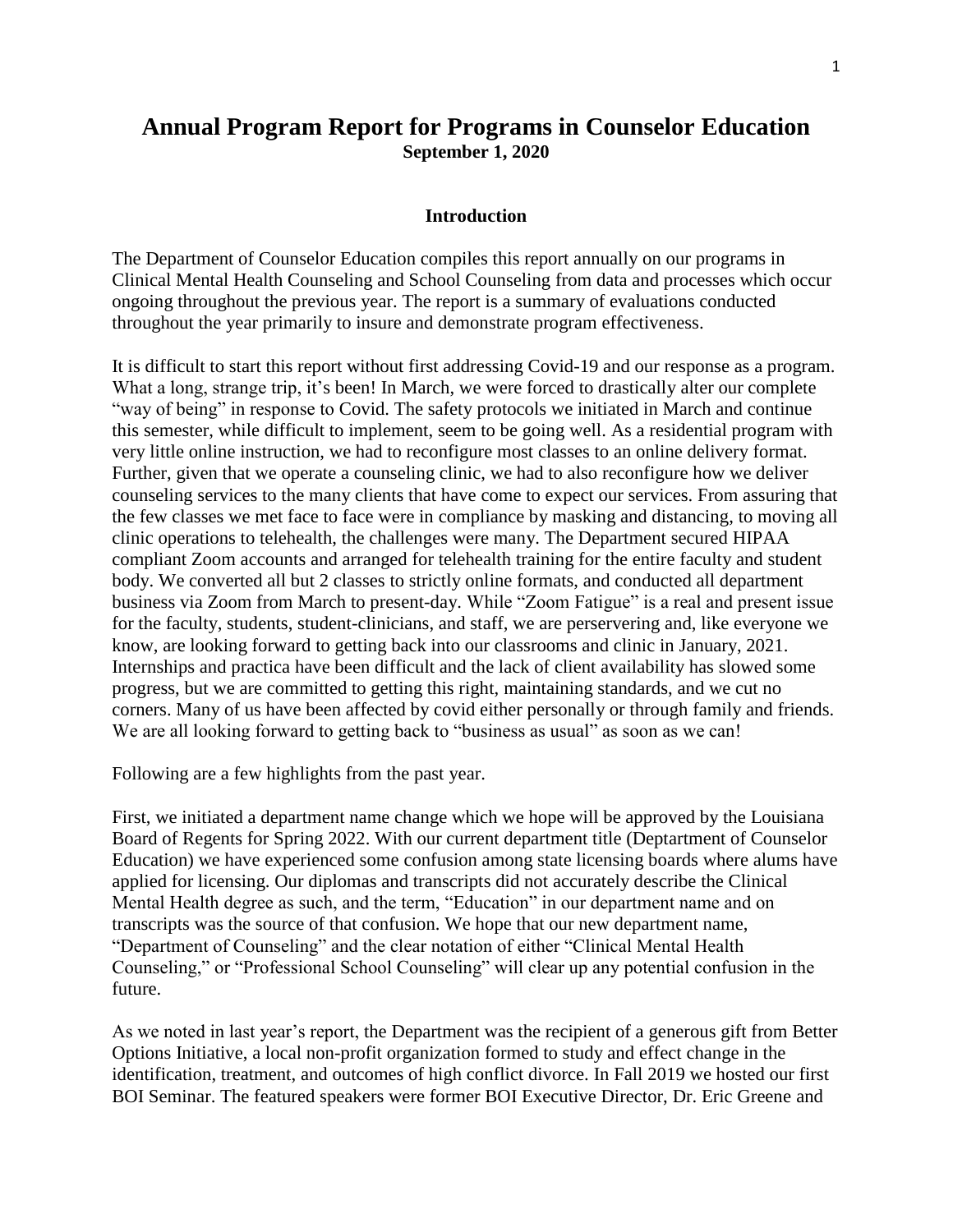# Annual Program Report for Programs in Counselor Education

**September 1, 2020**

## Introduction

The Department of Counselor Education compiles this report annually on our programs in Clinical Mental Health Counseling and School Counseling from data and processes which occur ongoing throughout the previous year. The report is a summary of evaluations conducted throughout the year primarily to insure and demonstrate program effectiveness.

It is difficult to start this report without first addressing Covid-19 and our response as a program. What a long, strange trip, it's been! In March, we were forced to drastically alter our complete "way of being" in response to Covid. The safety protocols we initiated in March and continue this semester, while difficult to implement, seem to be going well. As a residential program with very little online instruction, we had to reconfigure most classes to an online delivery format. Further, given that we operate a counseling clinic, we had to also reconfigure how we deliver counseling services to the many clients that have come to expect our services. From assuring that the few classes we met face to face were in compliance by masking and distancing, to moving all clinic operations to telehealth, the challenges were many. The Department secured HIPAA compliant Zoom accounts and arranged for telehealth training for the entire faculty and student body. We converted all but 2 classes to strictly online formats, and conducted all department business via Zoom from March to present-day. While "Zoom Fatigue" is a real and present issue for the faculty, students, student-clinicians, and staff, we are perservering and, like everyone we know, are looking forward to getting back into our classrooms and clinic in January, 2021. Internships and practica have been difficult and the lack of client availability has slowed some progress, but we are committed to getting this right, maintaining standards, and we cut no corners. Many of us have been affected by covid either personally or through family and friends. We are all looking forward to getting back to "business as usual" as soon as we can!

Following are a few highlights from the past year.

First, we initiated a department name change which we hope will be approved by the Louisiana Board of Regents for Spring 2022. With our current department title (Deptartment of Counselor Education) we have experienced some confusion among state licensing boards where alums have applied for licensing. Our diplomas and transcripts did not accurately describe the Clinical Mental Health degree as such, and the term, "Education" in our department name and on transcripts was the source of that confusion. We hope that our new department name, "Department of Counseling" and the clear notation of either "Clinical Mental Health Counseling," or "Professional School Counseling" will clear up any potential confusion in the future.

As we noted in last year's report, the Department was the recipient of a generous gift from Better Options Initiative, a local non-profit organization formed to study and effect change in the identification, treatment, and outcomes of high conflict divorce. In Fall 2019 we hosted our first BOI Seminar. The featured speakers were former BOI Executive Director, Dr. Eric Greene and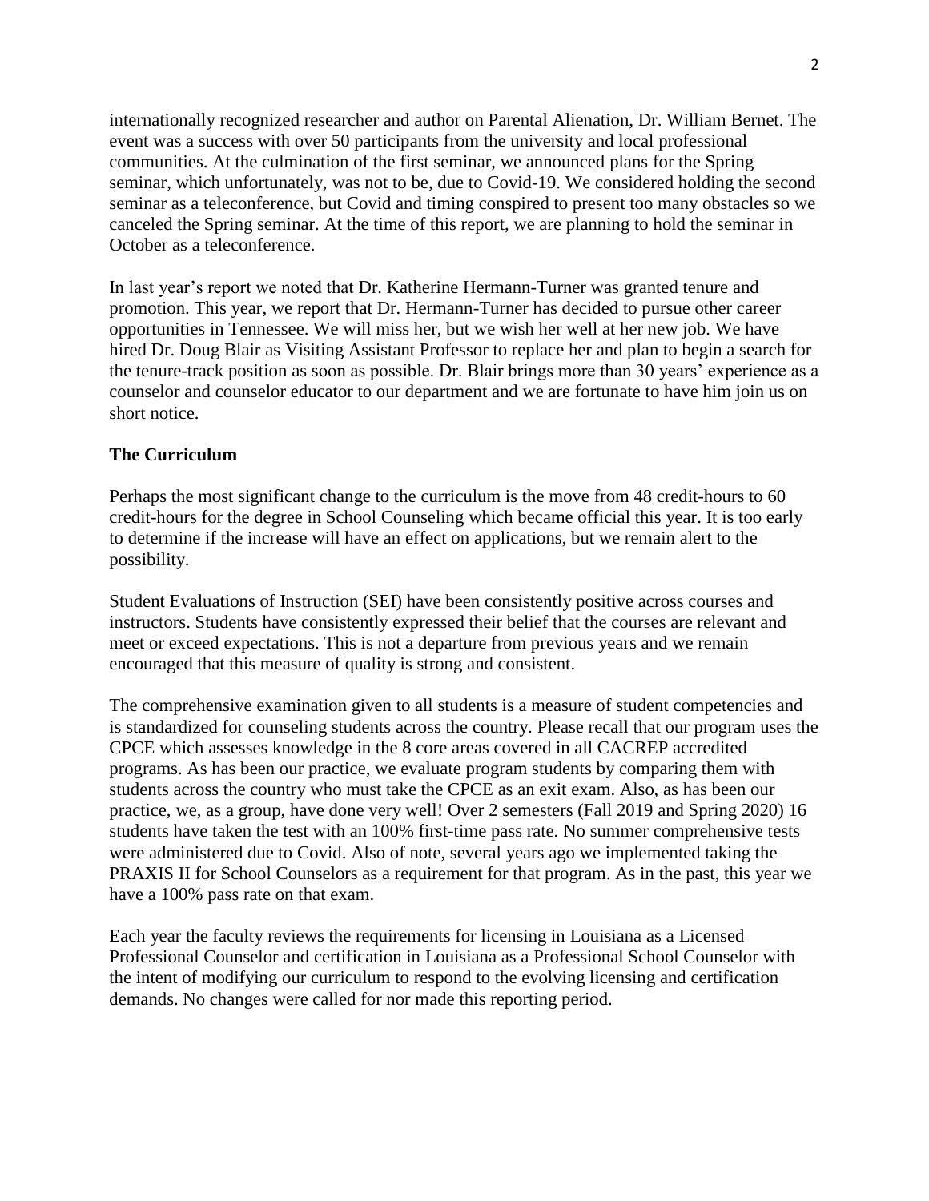internationally recognized researcher and author on Parental Alienation, Dr. William Bernet. The event was a success with over 50 participants from the university and local professional communities. At the culmination of the first seminar, we announced plans for the Spring seminar, which unfortunately, was not to be, due to Covid-19. We considered holding the second seminar as a teleconference, but Covid and timing conspired to present too many obstacles so we canceled the Spring seminar. At the time of this report, we are planning to hold the seminar in October as a teleconference.

In last year's report we noted that Dr. Katherine Hermann-Turner was granted tenure and promotion. This year, we report that Dr. Hermann-Turner has decided to pursue other career opportunities in Tennessee. We will miss her, but we wish her well at her new job. We have hired Dr. Doug Blair as Visiting Assistant Professor to replace her and plan to begin a search for the tenure-track position as soon as possible. Dr. Blair brings more than 30 years' experience as a counselor and counselor educator to our department and we are fortunate to have him join us on short notice.

**The Curriculum**

Perhaps the most significant change to the curriculum is the move from 48 credit-hours to 60 credit-hours for the degree in School Counseling which became official this year. It is too early to determine if the increase will have an effect on applications, but we remain alert to the possibility.

Student Evaluations of Instruction (SEI) have been consistently positive across courses and instructors. Students have consistently expressed their belief that the courses are relevant and meet or exceed expectations. This is not a departure from previous years and we remain encouraged that this measure of quality is strong and consistent.

The comprehensive examination given to all students is a measure of student competencies and is standardized for counseling students across the country. Please recall that our program uses the CPCE which assesses knowledge in the 8 core areas covered in all CACREP accredited programs. As has been our practice, we evaluate program students by comparing them with students across the country who must take the CPCE as an exit exam. Also, as has been our practice, we, as a group, have done very well! Over 2 semesters (Fall 2019 and Spring 2020) 16 students have taken the test with an 100% first-time pass rate. No summer comprehensive tests were administered due to Covid. Also of note, several years ago we implemented taking the PRAXIS II for School Counselors as a requirement for that program. As in the past, this year we have a 100% pass rate on that exam.

Each year the faculty reviews the requirements for licensing in Louisiana as a Licensed Professional Counselor and certification in Louisiana as a Professional School Counselor with the intent of modifying our curriculum to respond to the evolving licensing and certification demands. No changes were called for nor made this reporting period.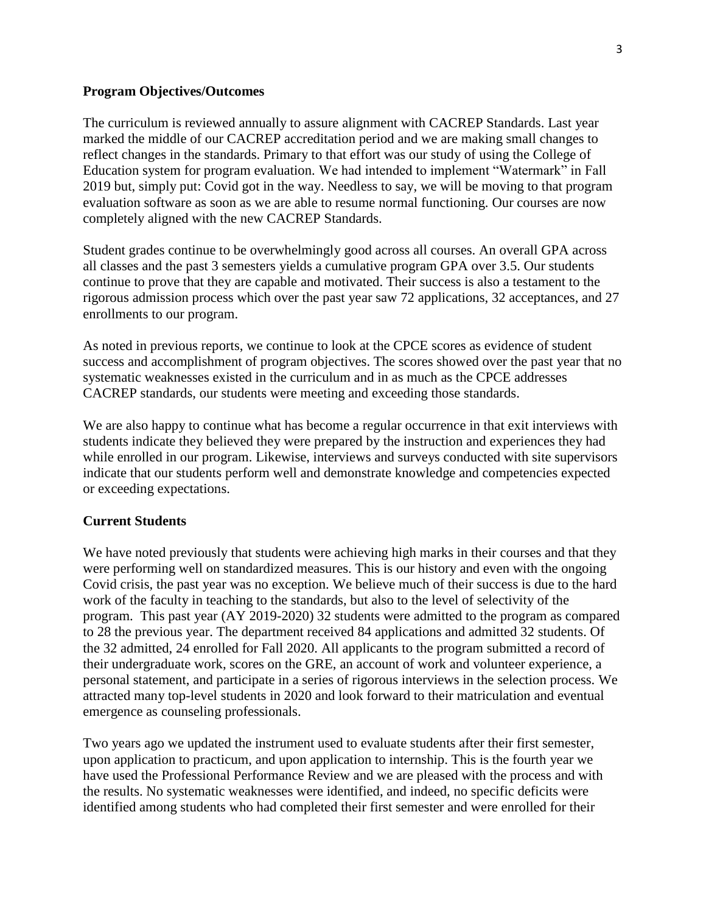**Program Objectives/Outcomes**

The curriculum is reviewed annually to assure alignment with CACREP Standards. Last year marked the middle of our CACREP accreditation period and we are making small changes to reflect changes in the standards. Primary to that effort was our study of using the College of Education system for program evaluation. We had intended to implement "Watermark" in Fall 2019 but, simply put: Covid got in the way. Needless to say, we will be moving to that program evaluation software as soon as we are able to resume normal functioning. Our courses are now completely aligned with the new CACREP Standards.

Student grades continue to be overwhelmingly good across all courses. An overall GPA across all classes and the past 3 semesters yields a cumulative program GPA over 3.5. Our students continue to prove that they are capable and motivated. Their success is also a testament to the rigorous admission process which over the past year saw 72 applications, 32 acceptances, and 27 enrollments to our program.

As noted in previous reports, we continue to look at the CPCE scores as evidence of student success and accomplishment of program objectives. The scores showed over the past year that no systematic weaknesses existed in the curriculum and in as much as the CPCE addresses CACREP standards, our students were meeting and exceeding those standards.

We are also happy to continue what has become a regular occurrence in that exit interviews with students indicate they believed they were prepared by the instruction and experiences they had while enrolled in our program. Likewise, interviews and surveys conducted with site supervisors indicate that our students perform well and demonstrate knowledge and competencies expected or exceeding expectations.

**Current Students**

We have noted previously that students were achieving high marks in their courses and that they were performing well on standardized measures. This is our history and even with the ongoing Covid crisis, the past year was no exception. We believe much of their success is due to the hard work of the faculty in teaching to the standards, but also to the level of selectivity of the program. This past year (AY 2019-2020) 32 students were admitted to the program as compared to 28 the previous year. The department received 84 applications and admitted 32 students. Of the 32 admitted, 24 enrolled for Fall 2020. All applicants to the program submitted a record of their undergraduate work, scores on the GRE, an account of work and volunteer experience, a personal statement, and participate in a series of rigorous interviews in the selection process. We attracted many top-level students in 2020 and look forward to their matriculation and eventual emergence as counseling professionals.

Two years ago we updated the instrument used to evaluate students after their first semester, upon application to practicum, and upon application to internship. This is the fourth year we have used the Professional Performance Review and we are pleased with the process and with the results. No systematic weaknesses were identified, and indeed, no specific deficits were identified among students who had completed their first semester and were enrolled for their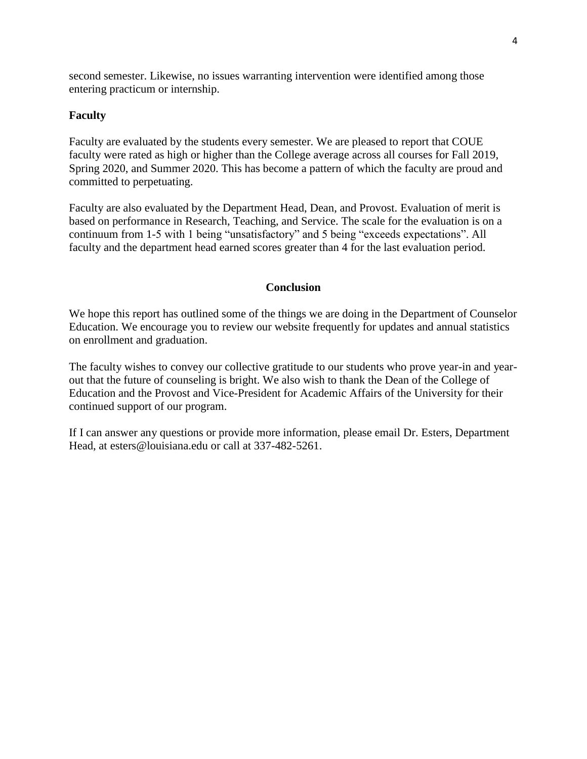second semester. Likewise, no issues warranting intervention were identified among those entering practicum or internship.

**Faculty**

Faculty are evaluated by the students every semester. We are pleased to report that COUE faculty were rated as high or higher than the College average across all courses for Fall 2019, Spring 2020, and Summer 2020. This has become a pattern of which the faculty are proud and committed to perpetuating.

Faculty are also evaluated by the Department Head, Dean, and Provost. Evaluation of merit is based on performance in Research, Teaching, and Service. The scale for the evaluation is on a continuum from 1-5 with 1 being "unsatisfactory" and 5 being "exceeds expectations". All faculty and the department head earned scores greater than 4 for the last evaluation period.

## Conclusion

We hope this report has outlined some of the things we are doing in the Department of Counselor Education. We encourage you to review our website frequently for updates and annual statistics on enrollment and graduation.

The faculty wishes to convey our collective gratitude to our students who prove year-in and year-out that the future of counseling is bright. We also wish to thank the Dean of the College of Education and the Provost and Vice-President for Academic Affairs of the University for their continued support of our program.

If I can answer any questions or provide more information, please email Dr. Esters, Department Head, at esters@louisiana.edu or call at 337-482-5261.